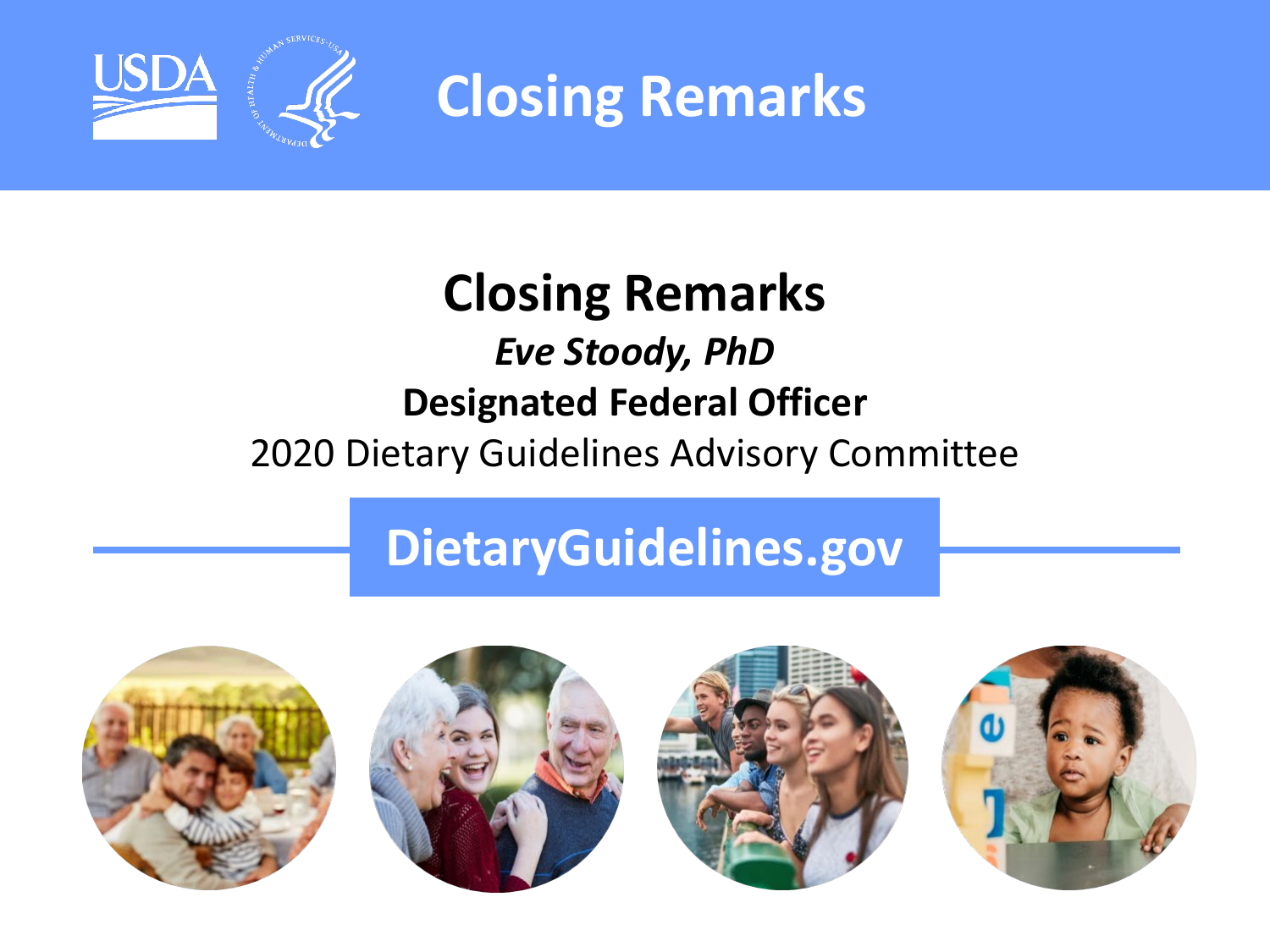# Closing Remarks

## Closing Remarks

***Eve Stoody, PhD***

**Designated Federal Officer**

2020 Dietary Guidelines Advisory Committee

**DietaryGuidelines.gov**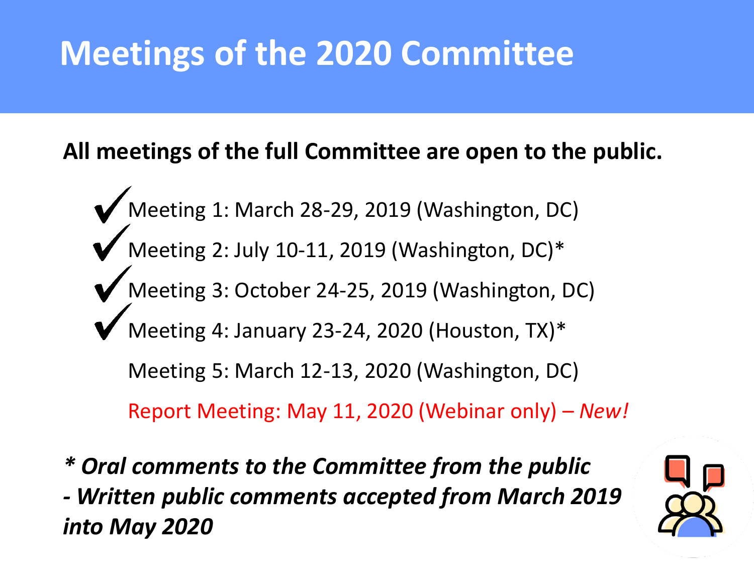# Meetings of the 2020 Committee

**All meetings of the full Committee are open to the public.**

- ✔ Meeting 1: March 28-29, 2019 (Washington, DC)
- ✔ Meeting 2: July 10-11, 2019 (Washington, DC)*
- ✔ Meeting 3: October 24-25, 2019 (Washington, DC)
- ✔ Meeting 4: January 23-24, 2020 (Houston, TX)*
- Meeting 5: March 12-13, 2020 (Washington, DC)
- Report Meeting: May 11, 2020 (Webinar only) – *New!*

***\* Oral comments to the Committee from the public***

***- Written public comments accepted from March 2019 into May 2020***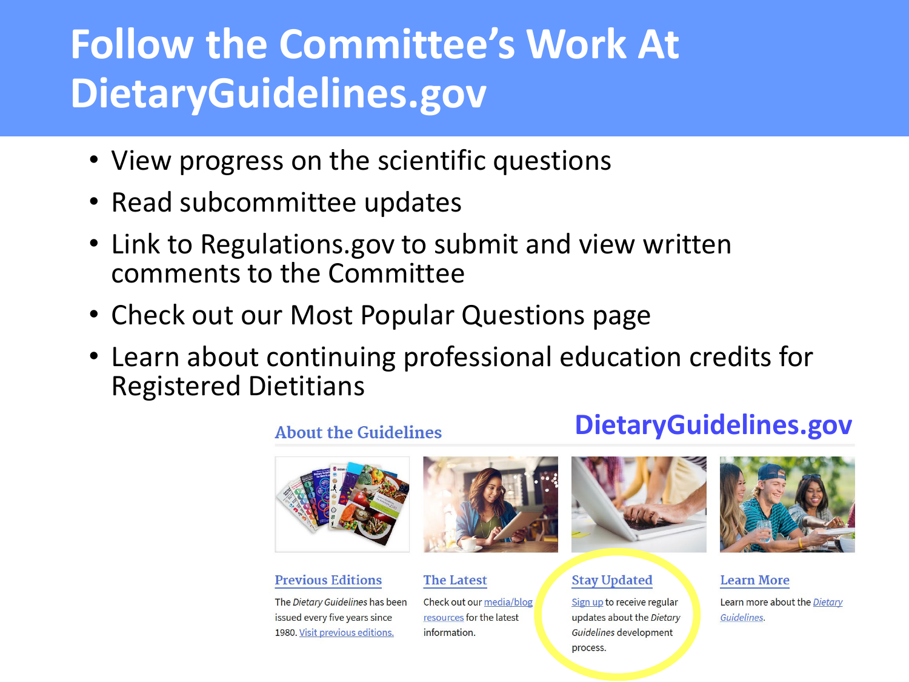# Follow the Committee's Work At DietaryGuidelines.gov

- View progress on the scientific questions
- Read subcommittee updates
- Link to Regulations.gov to submit and view written comments to the Committee
- Check out our Most Popular Questions page
- Learn about continuing professional education credits for Registered Dietitians

## About the Guidelines

**DietaryGuidelines.gov**

### Previous Editions

The *Dietary Guidelines* has been issued every five years since 1980. Visit previous editions.

### The Latest

Check out our media/blog resources for the latest information.

### Stay Updated

Sign up to receive regular updates about the *Dietary Guidelines* development process.

### Learn More

Learn more about the *Dietary Guidelines*.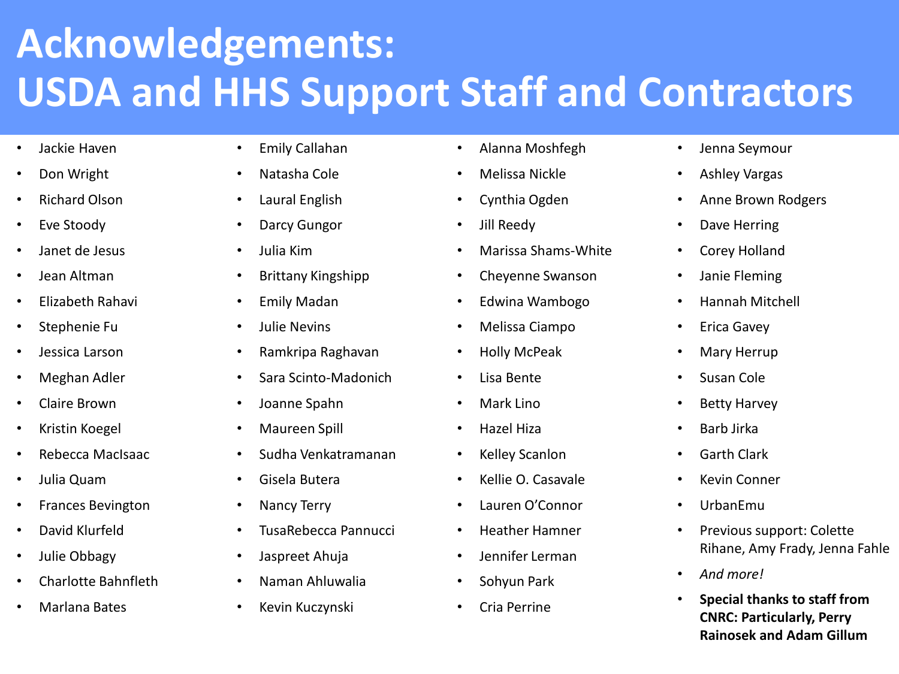# Acknowledgements: USDA and HHS Support Staff and Contractors

- Jackie Haven
- Don Wright
- Richard Olson
- Eve Stoody
- Janet de Jesus
- Jean Altman
- Elizabeth Rahavi
- Stephenie Fu
- Jessica Larson
- Meghan Adler
- Claire Brown
- Kristin Koegel
- Rebecca MacIsaac
- Julia Quam
- Frances Bevington
- David Klurfeld
- Julie Obbagy
- Charlotte Bahnfleth
- Marlana Bates
- Emily Callahan
- Natasha Cole
- Laural English
- Darcy Gungor
- Julia Kim
- Brittany Kingshipp
- Emily Madan
- Julie Nevins
- Ramkripa Raghavan
- Sara Scinto-Madonich
- Joanne Spahn
- Maureen Spill
- Sudha Venkatramanan
- Gisela Butera
- Nancy Terry
- TusaRebecca Pannucci
- Jaspreet Ahuja
- Naman Ahluwalia
- Kevin Kuczynski
- Alanna Moshfegh
- Melissa Nickle
- Cynthia Ogden
- Jill Reedy
- Marissa Shams-White
- Cheyenne Swanson
- Edwina Wambogo
- Melissa Ciampo
- Holly McPeak
- Lisa Bente
- Mark Lino
- Hazel Hiza
- Kelley Scanlon
- Kellie O. Casavale
- Lauren O'Connor
- Heather Hamner
- Jennifer Lerman
- Sohyun Park
- Cria Perrine
- Jenna Seymour
- Ashley Vargas
- Anne Brown Rodgers
- Dave Herring
- Corey Holland
- Janie Fleming
- Hannah Mitchell
- Erica Gavey
- Mary Herrup
- Susan Cole
- Betty Harvey
- Barb Jirka
- Garth Clark
- Kevin Conner
- UrbanEmu
- Previous support: Colette Rihane, Amy Frady, Jenna Fahle
- *And more!*
- **Special thanks to staff from CNRC: Particularly, Perry Rainosek and Adam Gillum**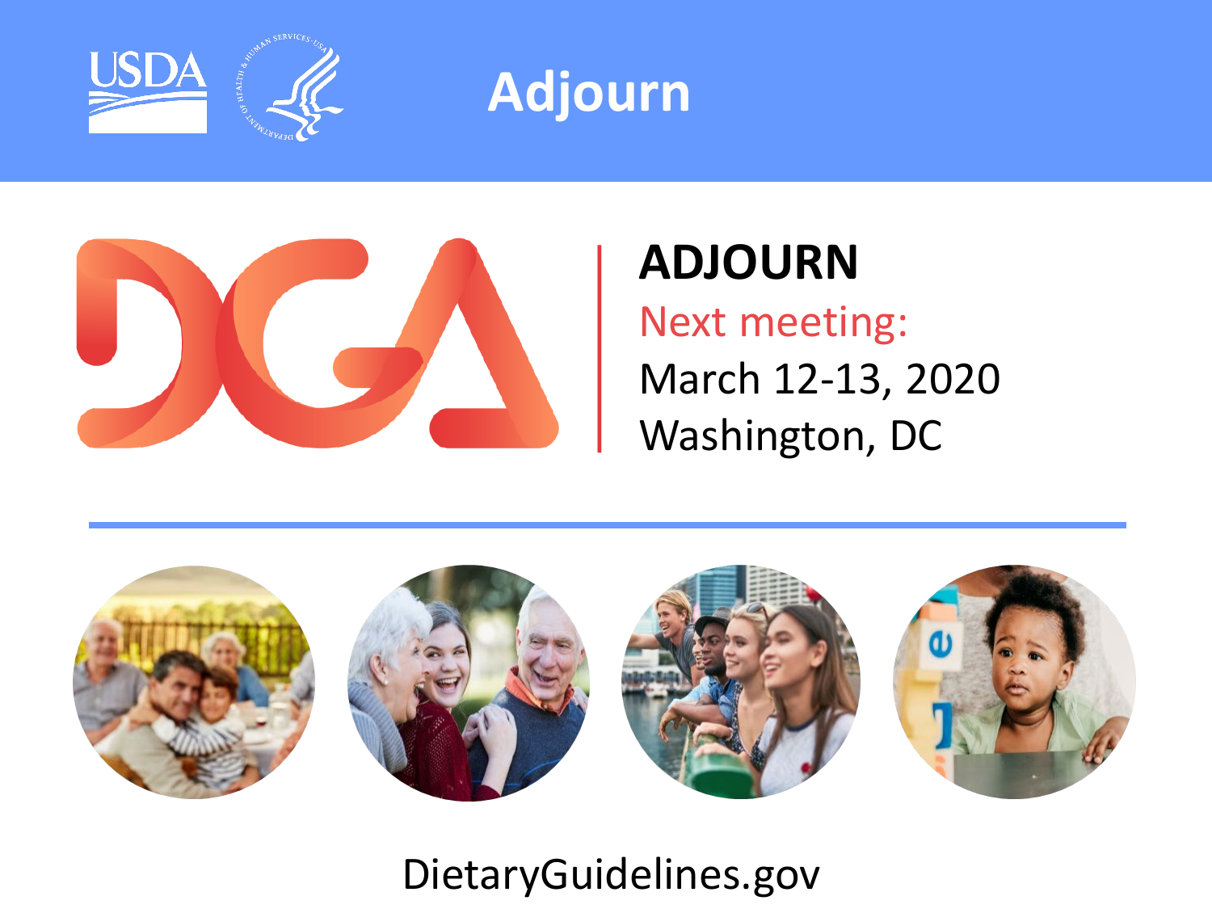# Adjourn

**ADJOURN**

Next meeting:

March 12-13, 2020

Washington, DC

DietaryGuidelines.gov